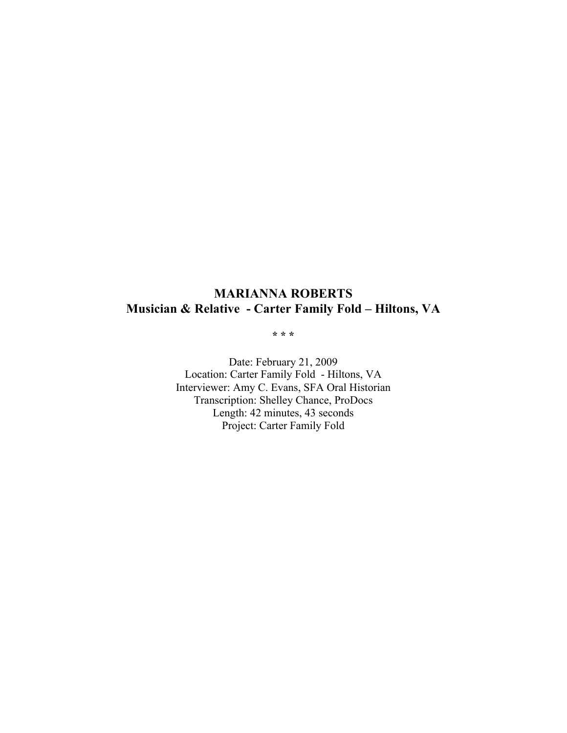# MARIANNA ROBERTS
## Musician & Relative - Carter Family Fold – Hiltons, VA

\* \* \*

Date: February 21, 2009
Location: Carter Family Fold - Hiltons, VA
Interviewer: Amy C. Evans, SFA Oral Historian
Transcription: Shelley Chance, ProDocs
Length: 42 minutes, 43 seconds
Project: Carter Family Fold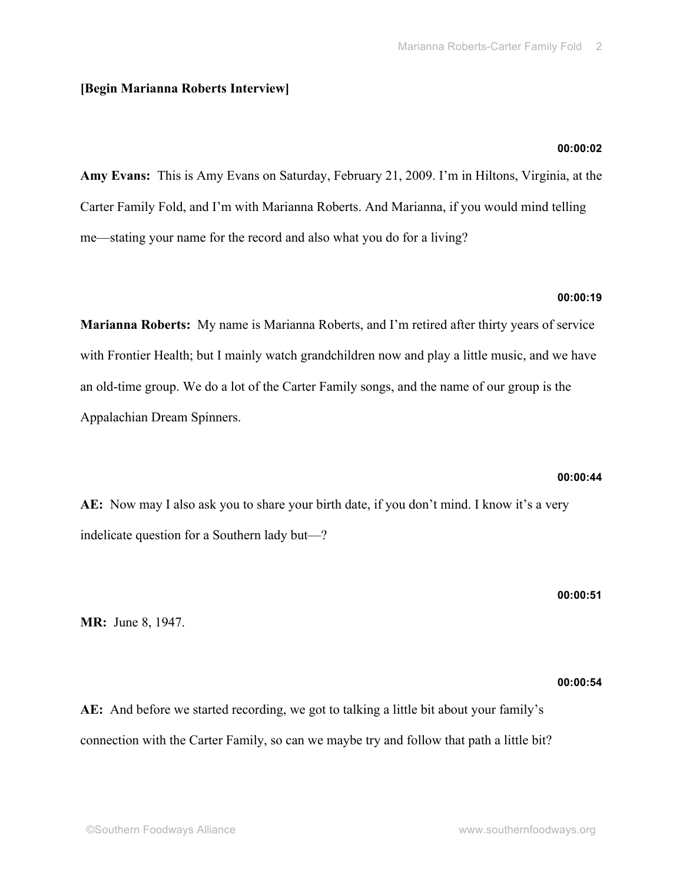**[Begin Marianna Roberts Interview]**

**00:00:02**

**Amy Evans:** This is Amy Evans on Saturday, February 21, 2009. I'm in Hiltons, Virginia, at the Carter Family Fold, and I'm with Marianna Roberts. And Marianna, if you would mind telling me—stating your name for the record and also what you do for a living?

**00:00:19**

**Marianna Roberts:** My name is Marianna Roberts, and I'm retired after thirty years of service with Frontier Health; but I mainly watch grandchildren now and play a little music, and we have an old-time group. We do a lot of the Carter Family songs, and the name of our group is the Appalachian Dream Spinners.

**00:00:44**

**AE:** Now may I also ask you to share your birth date, if you don't mind. I know it's a very indelicate question for a Southern lady but—?

**00:00:51**

**MR:** June 8, 1947.

**00:00:54**

**AE:** And before we started recording, we got to talking a little bit about your family's connection with the Carter Family, so can we maybe try and follow that path a little bit?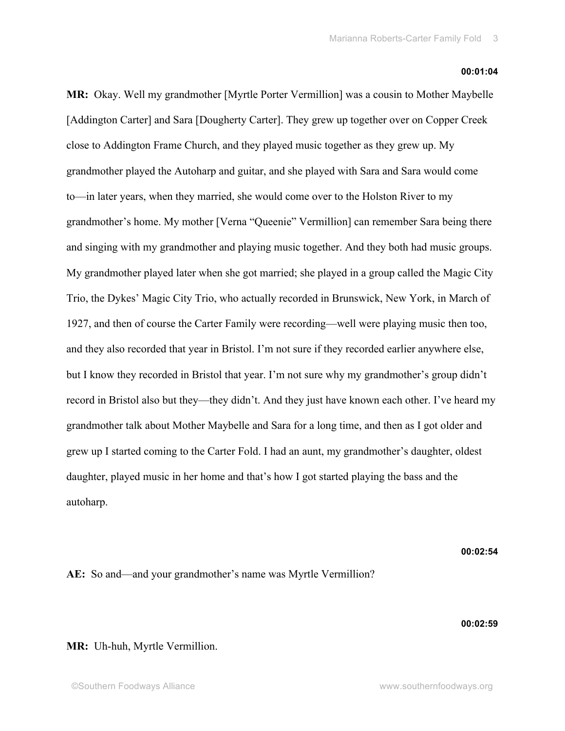**00:01:04**

**MR:** Okay. Well my grandmother [Myrtle Porter Vermillion] was a cousin to Mother Maybelle [Addington Carter] and Sara [Dougherty Carter]. They grew up together over on Copper Creek close to Addington Frame Church, and they played music together as they grew up. My grandmother played the Autoharp and guitar, and she played with Sara and Sara would come to—in later years, when they married, she would come over to the Holston River to my grandmother's home. My mother [Verna "Queenie" Vermillion] can remember Sara being there and singing with my grandmother and playing music together. And they both had music groups. My grandmother played later when she got married; she played in a group called the Magic City Trio, the Dykes' Magic City Trio, who actually recorded in Brunswick, New York, in March of 1927, and then of course the Carter Family were recording—well were playing music then too, and they also recorded that year in Bristol. I'm not sure if they recorded earlier anywhere else, but I know they recorded in Bristol that year. I'm not sure why my grandmother's group didn't record in Bristol also but they—they didn't. And they just have known each other. I've heard my grandmother talk about Mother Maybelle and Sara for a long time, and then as I got older and grew up I started coming to the Carter Fold. I had an aunt, my grandmother's daughter, oldest daughter, played music in her home and that's how I got started playing the bass and the autoharp.

**00:02:54**

**AE:** So and—and your grandmother's name was Myrtle Vermillion?

**00:02:59**

**MR:** Uh-huh, Myrtle Vermillion.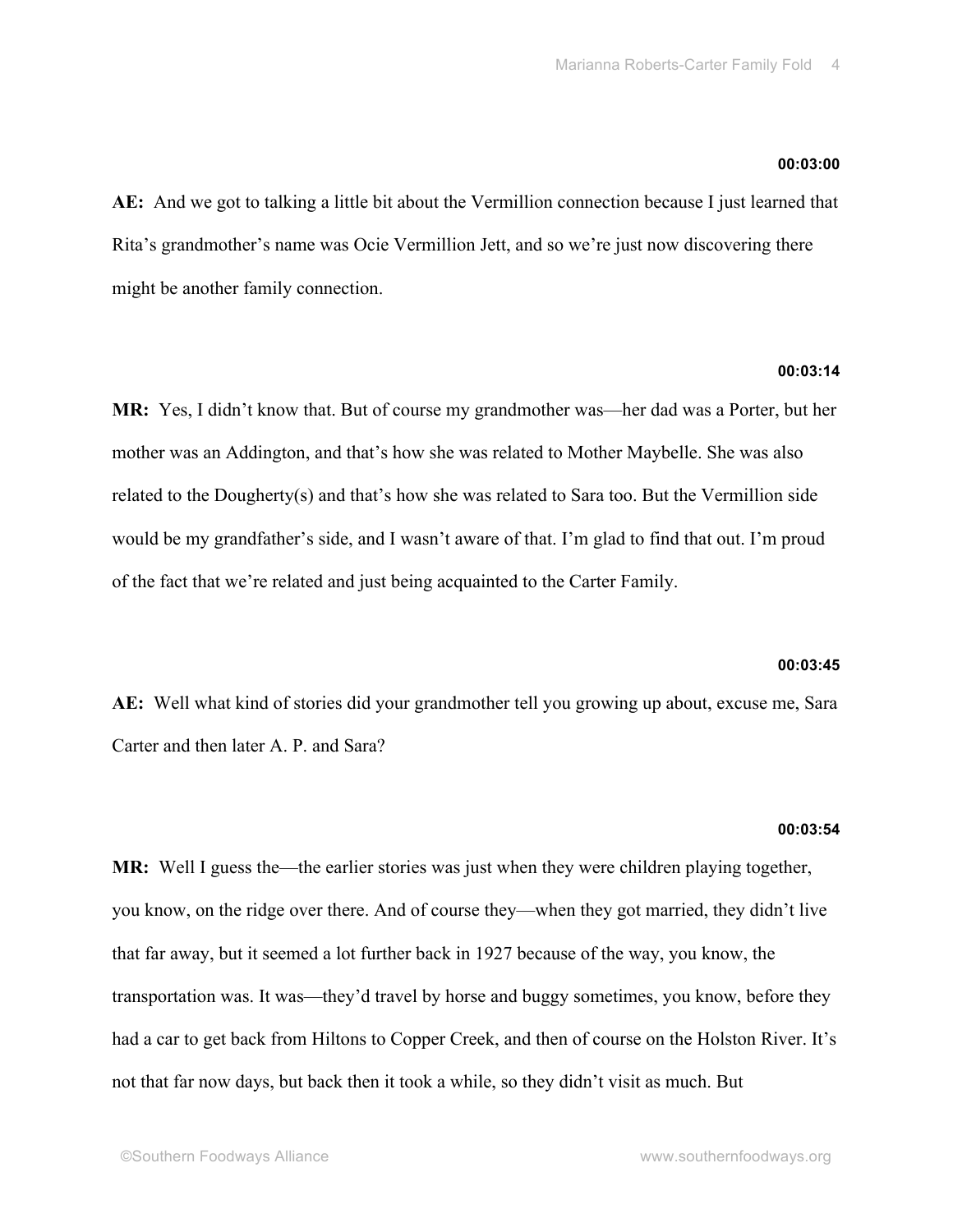**00:03:00**

**AE:** And we got to talking a little bit about the Vermillion connection because I just learned that Rita's grandmother's name was Ocie Vermillion Jett, and so we're just now discovering there might be another family connection.

**00:03:14**

**MR:** Yes, I didn't know that. But of course my grandmother was—her dad was a Porter, but her mother was an Addington, and that's how she was related to Mother Maybelle. She was also related to the Dougherty(s) and that's how she was related to Sara too. But the Vermillion side would be my grandfather's side, and I wasn't aware of that. I'm glad to find that out. I'm proud of the fact that we're related and just being acquainted to the Carter Family.

**00:03:45**

**AE:** Well what kind of stories did your grandmother tell you growing up about, excuse me, Sara Carter and then later A. P. and Sara?

**00:03:54**

**MR:** Well I guess the—the earlier stories was just when they were children playing together, you know, on the ridge over there. And of course they—when they got married, they didn't live that far away, but it seemed a lot further back in 1927 because of the way, you know, the transportation was. It was—they'd travel by horse and buggy sometimes, you know, before they had a car to get back from Hiltons to Copper Creek, and then of course on the Holston River. It's not that far now days, but back then it took a while, so they didn't visit as much. But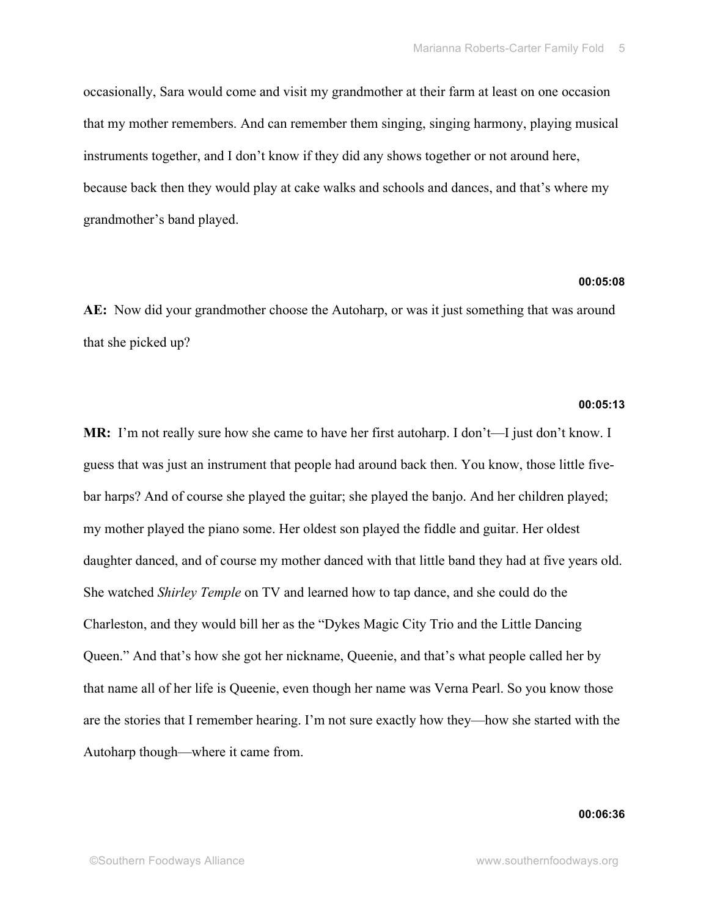occasionally, Sara would come and visit my grandmother at their farm at least on one occasion that my mother remembers. And can remember them singing, singing harmony, playing musical instruments together, and I don't know if they did any shows together or not around here, because back then they would play at cake walks and schools and dances, and that's where my grandmother's band played.

**00:05:08**

**AE:** Now did your grandmother choose the Autoharp, or was it just something that was around that she picked up?

**00:05:13**

**MR:** I'm not really sure how she came to have her first autoharp. I don't—I just don't know. I guess that was just an instrument that people had around back then. You know, those little five-bar harps? And of course she played the guitar; she played the banjo. And her children played; my mother played the piano some. Her oldest son played the fiddle and guitar. Her oldest daughter danced, and of course my mother danced with that little band they had at five years old. She watched *Shirley Temple* on TV and learned how to tap dance, and she could do the Charleston, and they would bill her as the "Dykes Magic City Trio and the Little Dancing Queen." And that's how she got her nickname, Queenie, and that's what people called her by that name all of her life is Queenie, even though her name was Verna Pearl. So you know those are the stories that I remember hearing. I'm not sure exactly how they—how she started with the Autoharp though—where it came from.

**00:06:36**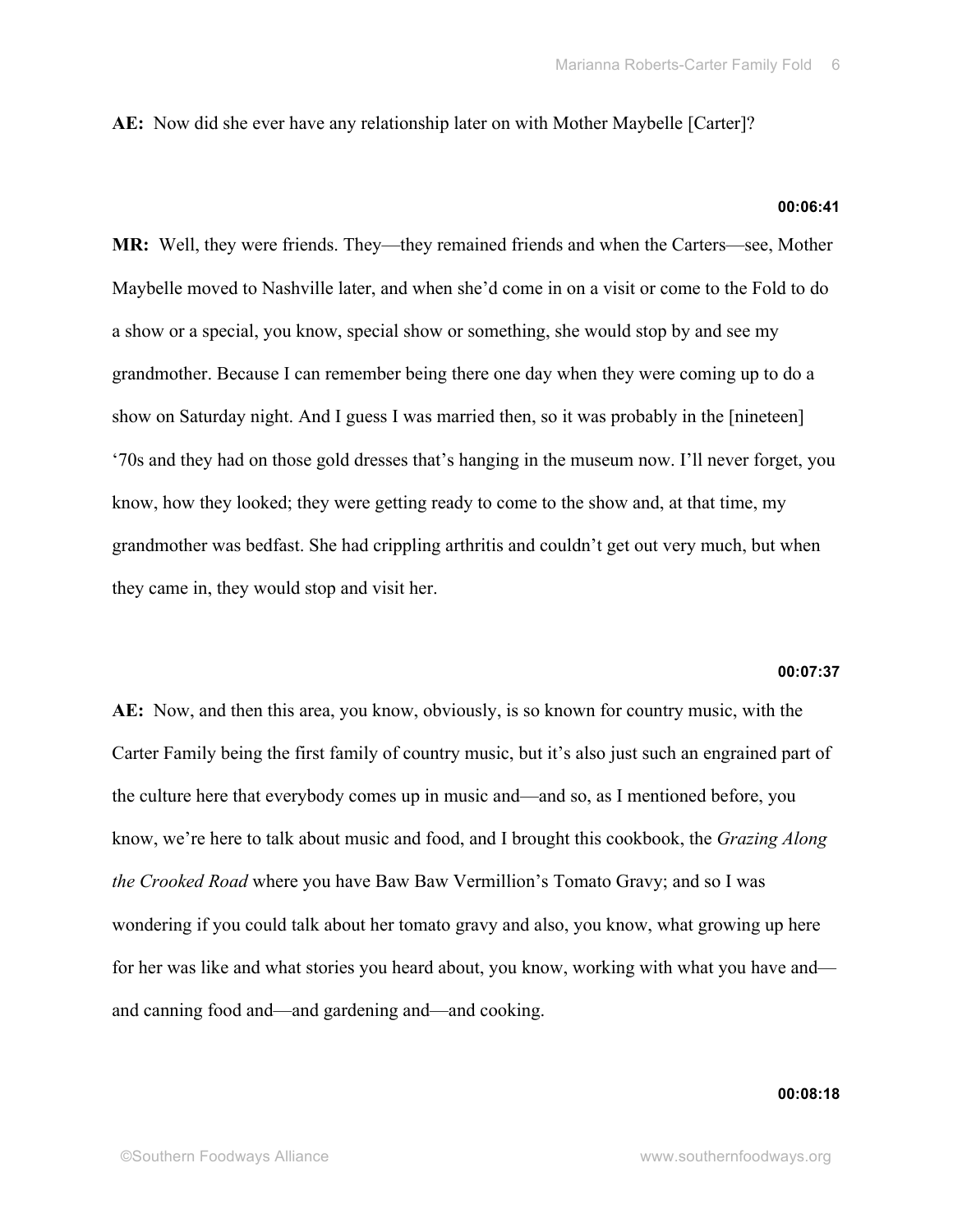**AE:** Now did she ever have any relationship later on with Mother Maybelle [Carter]?

**00:06:41**

**MR:** Well, they were friends. They—they remained friends and when the Carters—see, Mother Maybelle moved to Nashville later, and when she'd come in on a visit or come to the Fold to do a show or a special, you know, special show or something, she would stop by and see my grandmother. Because I can remember being there one day when they were coming up to do a show on Saturday night. And I guess I was married then, so it was probably in the [nineteen] '70s and they had on those gold dresses that's hanging in the museum now. I'll never forget, you know, how they looked; they were getting ready to come to the show and, at that time, my grandmother was bedfast. She had crippling arthritis and couldn't get out very much, but when they came in, they would stop and visit her.

**00:07:37**

**AE:** Now, and then this area, you know, obviously, is so known for country music, with the Carter Family being the first family of country music, but it's also just such an engrained part of the culture here that everybody comes up in music and—and so, as I mentioned before, you know, we're here to talk about music and food, and I brought this cookbook, the *Grazing Along the Crooked Road* where you have Baw Baw Vermillion's Tomato Gravy; and so I was wondering if you could talk about her tomato gravy and also, you know, what growing up here for her was like and what stories you heard about, you know, working with what you have and—and canning food and—and gardening and—and cooking.

**00:08:18**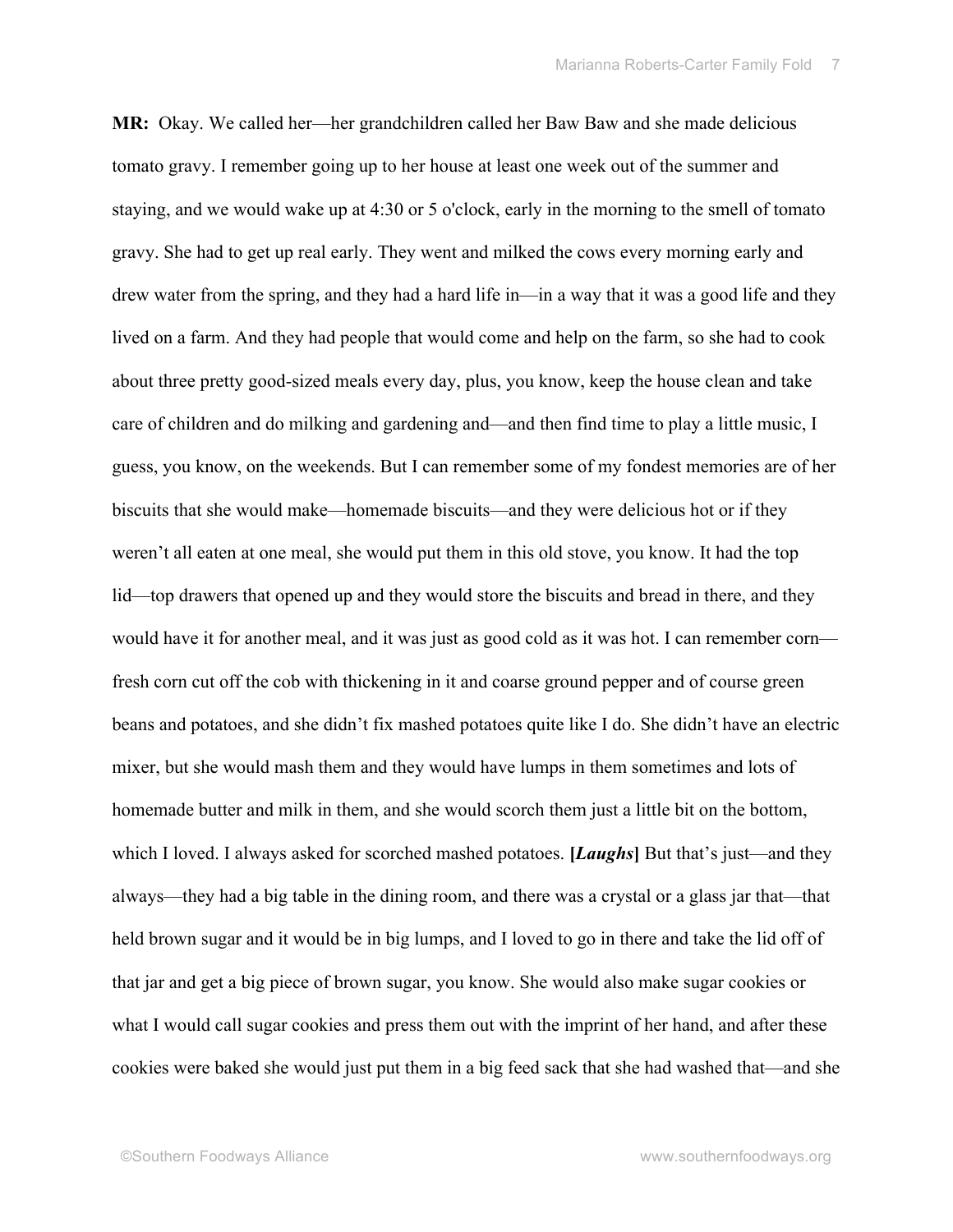**MR:** Okay. We called her—her grandchildren called her Baw Baw and she made delicious tomato gravy. I remember going up to her house at least one week out of the summer and staying, and we would wake up at 4:30 or 5 o'clock, early in the morning to the smell of tomato gravy. She had to get up real early. They went and milked the cows every morning early and drew water from the spring, and they had a hard life in—in a way that it was a good life and they lived on a farm. And they had people that would come and help on the farm, so she had to cook about three pretty good-sized meals every day, plus, you know, keep the house clean and take care of children and do milking and gardening and—and then find time to play a little music, I guess, you know, on the weekends. But I can remember some of my fondest memories are of her biscuits that she would make—homemade biscuits—and they were delicious hot or if they weren't all eaten at one meal, she would put them in this old stove, you know. It had the top lid—top drawers that opened up and they would store the biscuits and bread in there, and they would have it for another meal, and it was just as good cold as it was hot. I can remember corn—fresh corn cut off the cob with thickening in it and coarse ground pepper and of course green beans and potatoes, and she didn't fix mashed potatoes quite like I do. She didn't have an electric mixer, but she would mash them and they would have lumps in them sometimes and lots of homemade butter and milk in them, and she would scorch them just a little bit on the bottom, which I loved. I always asked for scorched mashed potatoes. **[*Laughs*]** But that's just—and they always—they had a big table in the dining room, and there was a crystal or a glass jar that—that held brown sugar and it would be in big lumps, and I loved to go in there and take the lid off of that jar and get a big piece of brown sugar, you know. She would also make sugar cookies or what I would call sugar cookies and press them out with the imprint of her hand, and after these cookies were baked she would just put them in a big feed sack that she had washed that—and she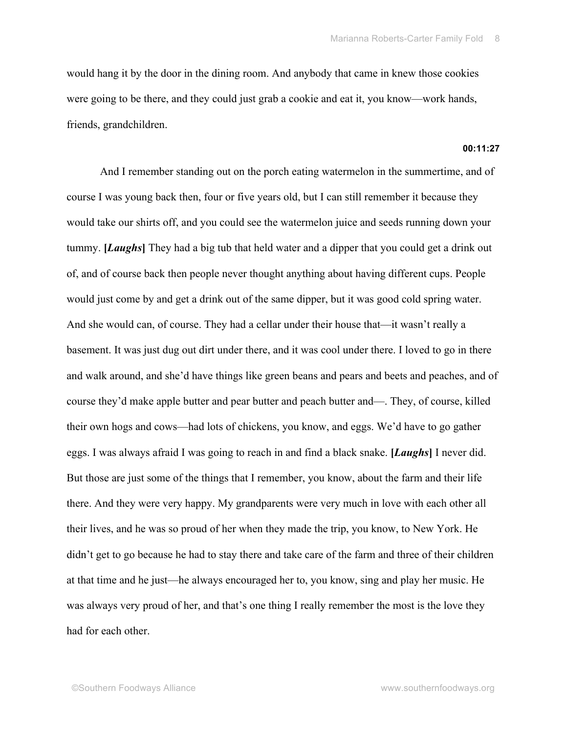would hang it by the door in the dining room. And anybody that came in knew those cookies were going to be there, and they could just grab a cookie and eat it, you know—work hands, friends, grandchildren.

**00:11:27**

And I remember standing out on the porch eating watermelon in the summertime, and of course I was young back then, four or five years old, but I can still remember it because they would take our shirts off, and you could see the watermelon juice and seeds running down your tummy. **[*Laughs*]** They had a big tub that held water and a dipper that you could get a drink out of, and of course back then people never thought anything about having different cups. People would just come by and get a drink out of the same dipper, but it was good cold spring water. And she would can, of course. They had a cellar under their house that—it wasn't really a basement. It was just dug out dirt under there, and it was cool under there. I loved to go in there and walk around, and she'd have things like green beans and pears and beets and peaches, and of course they'd make apple butter and pear butter and peach butter and—. They, of course, killed their own hogs and cows—had lots of chickens, you know, and eggs. We'd have to go gather eggs. I was always afraid I was going to reach in and find a black snake. **[*Laughs*]** I never did. But those are just some of the things that I remember, you know, about the farm and their life there. And they were very happy. My grandparents were very much in love with each other all their lives, and he was so proud of her when they made the trip, you know, to New York. He didn't get to go because he had to stay there and take care of the farm and three of their children at that time and he just—he always encouraged her to, you know, sing and play her music. He was always very proud of her, and that's one thing I really remember the most is the love they had for each other.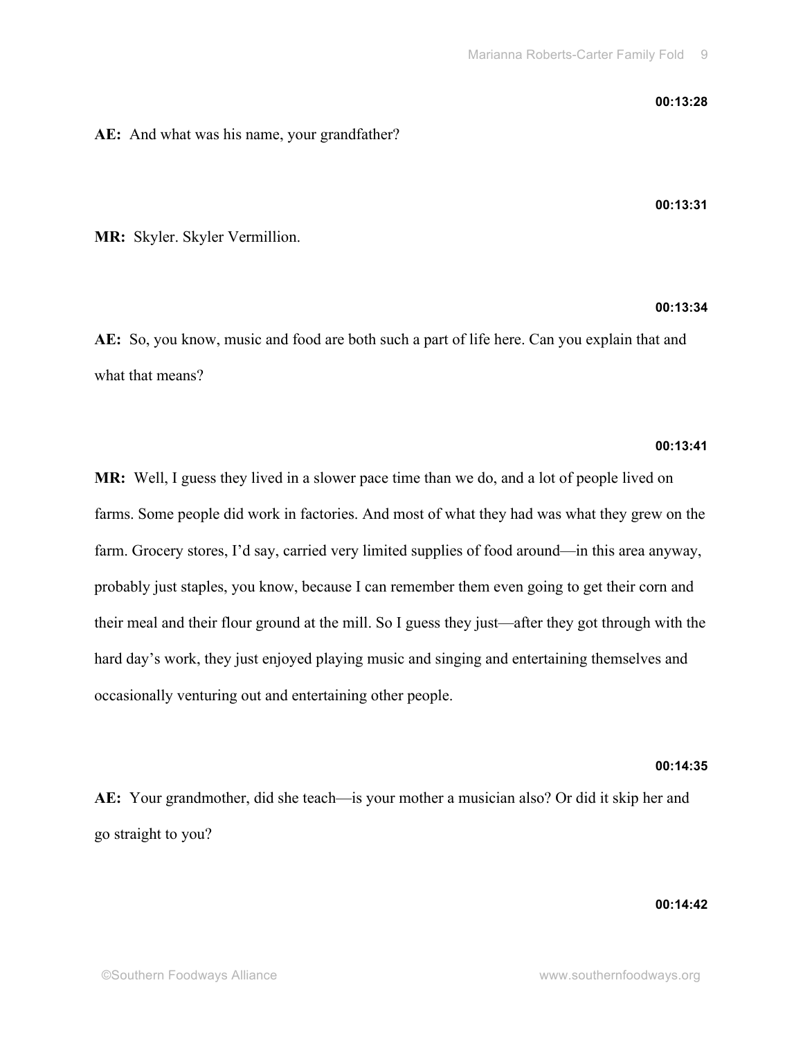**00:13:28**

**AE:** And what was his name, your grandfather?

**00:13:31**

**MR:** Skyler. Skyler Vermillion.

**00:13:34**

**AE:** So, you know, music and food are both such a part of life here. Can you explain that and what that means?

**00:13:41**

**MR:** Well, I guess they lived in a slower pace time than we do, and a lot of people lived on farms. Some people did work in factories. And most of what they had was what they grew on the farm. Grocery stores, I'd say, carried very limited supplies of food around—in this area anyway, probably just staples, you know, because I can remember them even going to get their corn and their meal and their flour ground at the mill. So I guess they just—after they got through with the hard day's work, they just enjoyed playing music and singing and entertaining themselves and occasionally venturing out and entertaining other people.

**00:14:35**

**AE:** Your grandmother, did she teach—is your mother a musician also? Or did it skip her and go straight to you?

**00:14:42**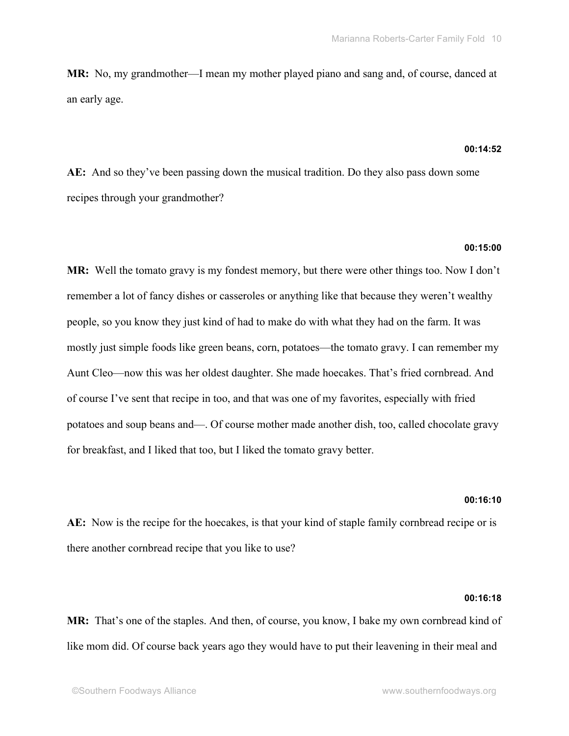**MR:** No, my grandmother—I mean my mother played piano and sang and, of course, danced at an early age.

**00:14:52**

**AE:** And so they've been passing down the musical tradition. Do they also pass down some recipes through your grandmother?

**00:15:00**

**MR:** Well the tomato gravy is my fondest memory, but there were other things too. Now I don't remember a lot of fancy dishes or casseroles or anything like that because they weren't wealthy people, so you know they just kind of had to make do with what they had on the farm. It was mostly just simple foods like green beans, corn, potatoes—the tomato gravy. I can remember my Aunt Cleo—now this was her oldest daughter. She made hoecakes. That's fried cornbread. And of course I've sent that recipe in too, and that was one of my favorites, especially with fried potatoes and soup beans and—. Of course mother made another dish, too, called chocolate gravy for breakfast, and I liked that too, but I liked the tomato gravy better.

**00:16:10**

**AE:** Now is the recipe for the hoecakes, is that your kind of staple family cornbread recipe or is there another cornbread recipe that you like to use?

**00:16:18**

**MR:** That's one of the staples. And then, of course, you know, I bake my own cornbread kind of like mom did. Of course back years ago they would have to put their leavening in their meal and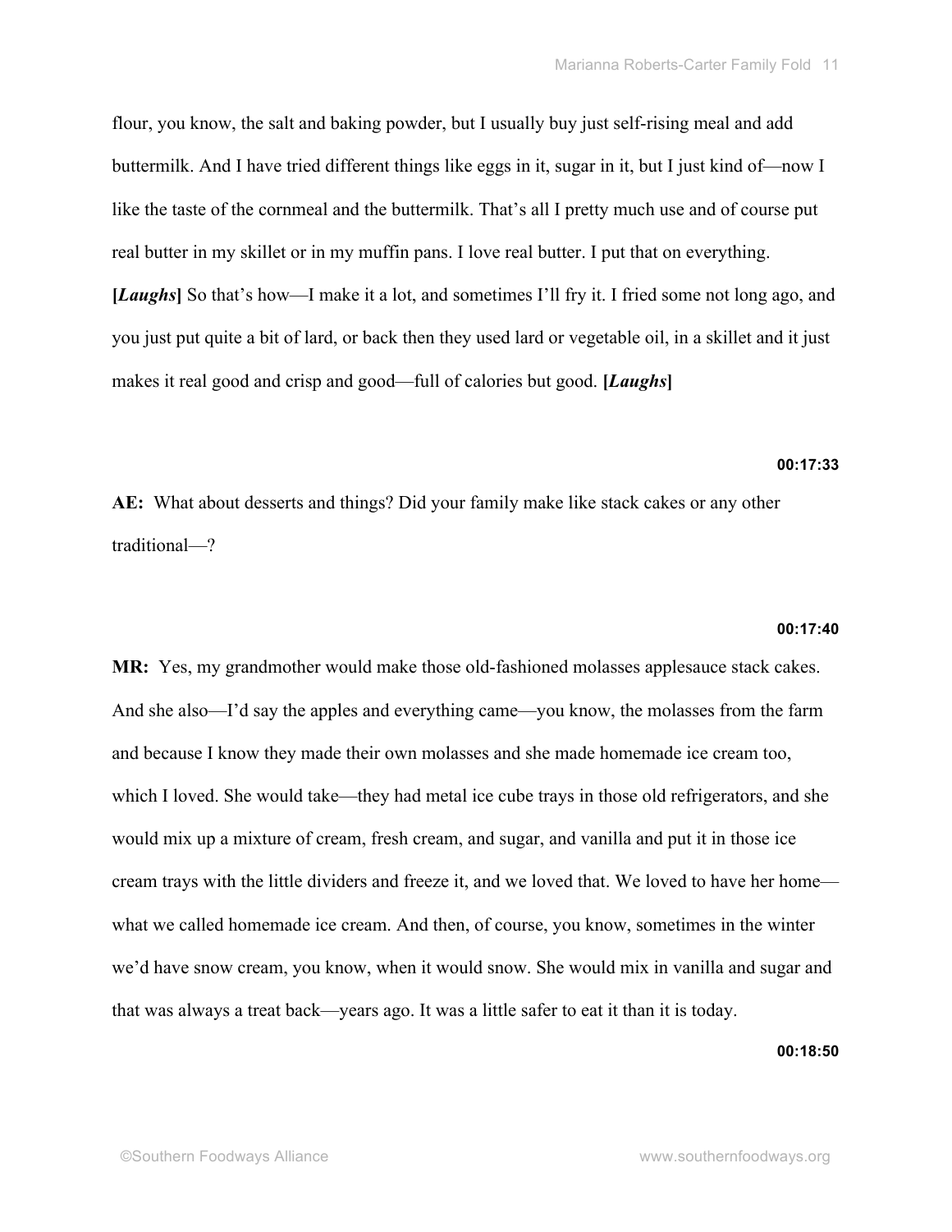flour, you know, the salt and baking powder, but I usually buy just self-rising meal and add buttermilk. And I have tried different things like eggs in it, sugar in it, but I just kind of—now I like the taste of the cornmeal and the buttermilk. That's all I pretty much use and of course put real butter in my skillet or in my muffin pans. I love real butter. I put that on everything. **[*Laughs*]** So that's how—I make it a lot, and sometimes I'll fry it. I fried some not long ago, and you just put quite a bit of lard, or back then they used lard or vegetable oil, in a skillet and it just makes it real good and crisp and good—full of calories but good. **[*Laughs*]**

**00:17:33**

**AE:** What about desserts and things? Did your family make like stack cakes or any other traditional—?

**00:17:40**

**MR:** Yes, my grandmother would make those old-fashioned molasses applesauce stack cakes. And she also—I'd say the apples and everything came—you know, the molasses from the farm and because I know they made their own molasses and she made homemade ice cream too, which I loved. She would take—they had metal ice cube trays in those old refrigerators, and she would mix up a mixture of cream, fresh cream, and sugar, and vanilla and put it in those ice cream trays with the little dividers and freeze it, and we loved that. We loved to have her home—what we called homemade ice cream. And then, of course, you know, sometimes in the winter we'd have snow cream, you know, when it would snow. She would mix in vanilla and sugar and that was always a treat back—years ago. It was a little safer to eat it than it is today.

**00:18:50**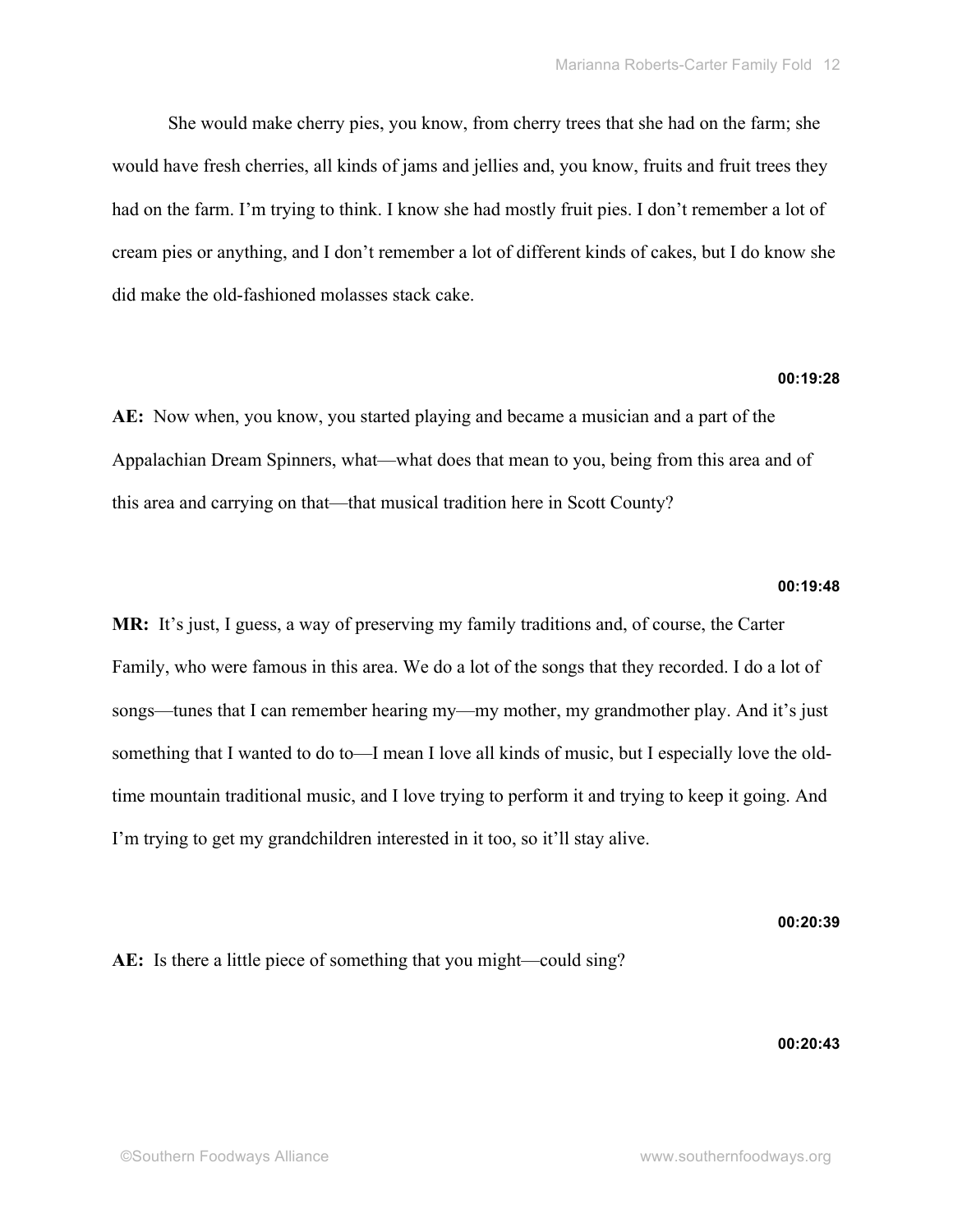She would make cherry pies, you know, from cherry trees that she had on the farm; she would have fresh cherries, all kinds of jams and jellies and, you know, fruits and fruit trees they had on the farm. I'm trying to think. I know she had mostly fruit pies. I don't remember a lot of cream pies or anything, and I don't remember a lot of different kinds of cakes, but I do know she did make the old-fashioned molasses stack cake.

**00:19:28**

**AE:** Now when, you know, you started playing and became a musician and a part of the Appalachian Dream Spinners, what—what does that mean to you, being from this area and of this area and carrying on that—that musical tradition here in Scott County?

**00:19:48**

**MR:** It's just, I guess, a way of preserving my family traditions and, of course, the Carter Family, who were famous in this area. We do a lot of the songs that they recorded. I do a lot of songs—tunes that I can remember hearing my—my mother, my grandmother play. And it's just something that I wanted to do to—I mean I love all kinds of music, but I especially love the old-time mountain traditional music, and I love trying to perform it and trying to keep it going. And I'm trying to get my grandchildren interested in it too, so it'll stay alive.

**00:20:39**

**AE:** Is there a little piece of something that you might—could sing?

**00:20:43**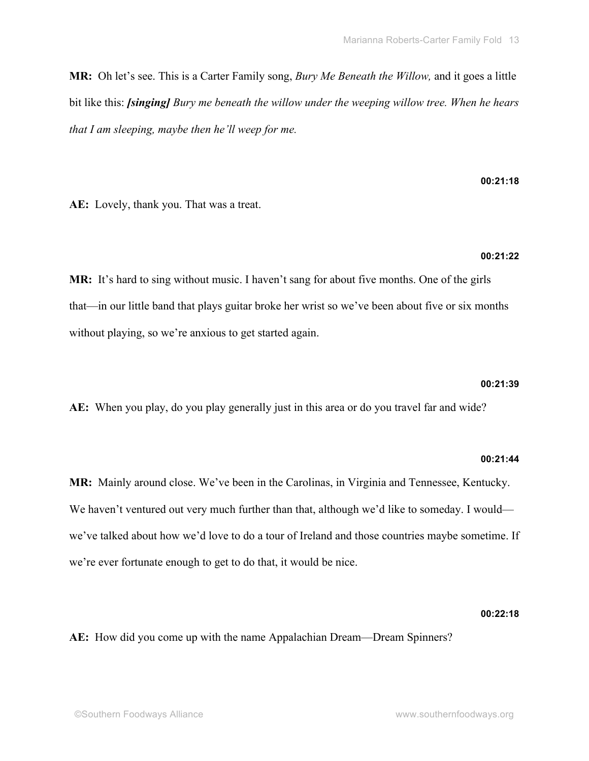**MR:** Oh let's see. This is a Carter Family song, *Bury Me Beneath the Willow,* and it goes a little bit like this: ***[singing]*** *Bury me beneath the willow under the weeping willow tree. When he hears that I am sleeping, maybe then he'll weep for me.*

**00:21:18**

**AE:** Lovely, thank you. That was a treat.

**00:21:22**

**MR:** It's hard to sing without music. I haven't sang for about five months. One of the girls that—in our little band that plays guitar broke her wrist so we've been about five or six months without playing, so we're anxious to get started again.

**00:21:39**

**AE:** When you play, do you play generally just in this area or do you travel far and wide?

**00:21:44**

**MR:** Mainly around close. We've been in the Carolinas, in Virginia and Tennessee, Kentucky. We haven't ventured out very much further than that, although we'd like to someday. I would—we've talked about how we'd love to do a tour of Ireland and those countries maybe sometime. If we're ever fortunate enough to get to do that, it would be nice.

**00:22:18**

**AE:** How did you come up with the name Appalachian Dream—Dream Spinners?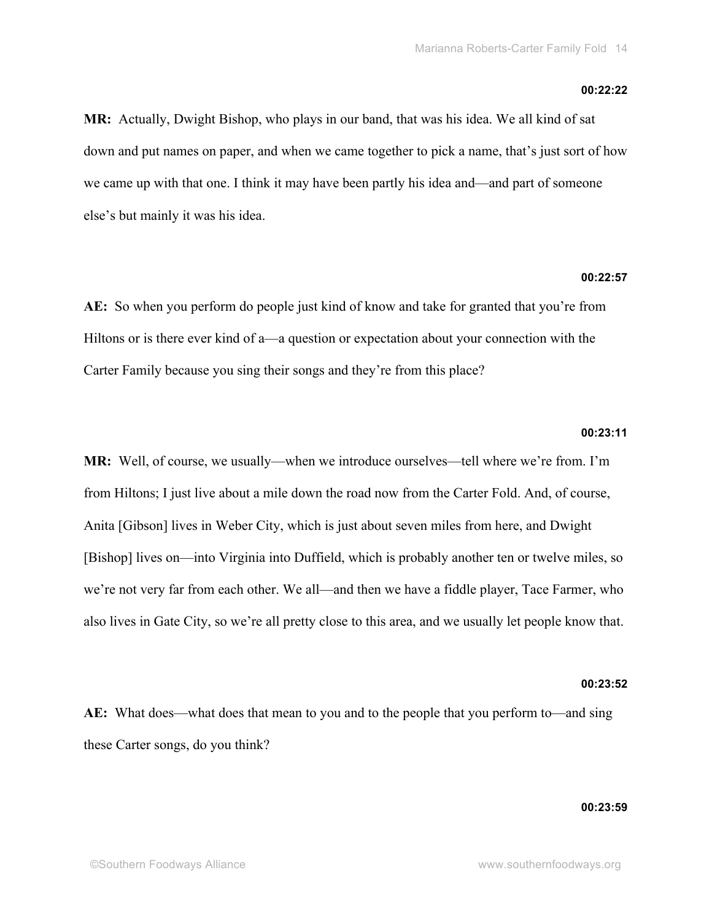**00:22:22**

**MR:** Actually, Dwight Bishop, who plays in our band, that was his idea. We all kind of sat down and put names on paper, and when we came together to pick a name, that's just sort of how we came up with that one. I think it may have been partly his idea and—and part of someone else's but mainly it was his idea.

**00:22:57**

**AE:** So when you perform do people just kind of know and take for granted that you're from Hiltons or is there ever kind of a—a question or expectation about your connection with the Carter Family because you sing their songs and they're from this place?

**00:23:11**

**MR:** Well, of course, we usually—when we introduce ourselves—tell where we're from. I'm from Hiltons; I just live about a mile down the road now from the Carter Fold. And, of course, Anita [Gibson] lives in Weber City, which is just about seven miles from here, and Dwight [Bishop] lives on—into Virginia into Duffield, which is probably another ten or twelve miles, so we're not very far from each other. We all—and then we have a fiddle player, Tace Farmer, who also lives in Gate City, so we're all pretty close to this area, and we usually let people know that.

**00:23:52**

**AE:** What does—what does that mean to you and to the people that you perform to—and sing these Carter songs, do you think?

**00:23:59**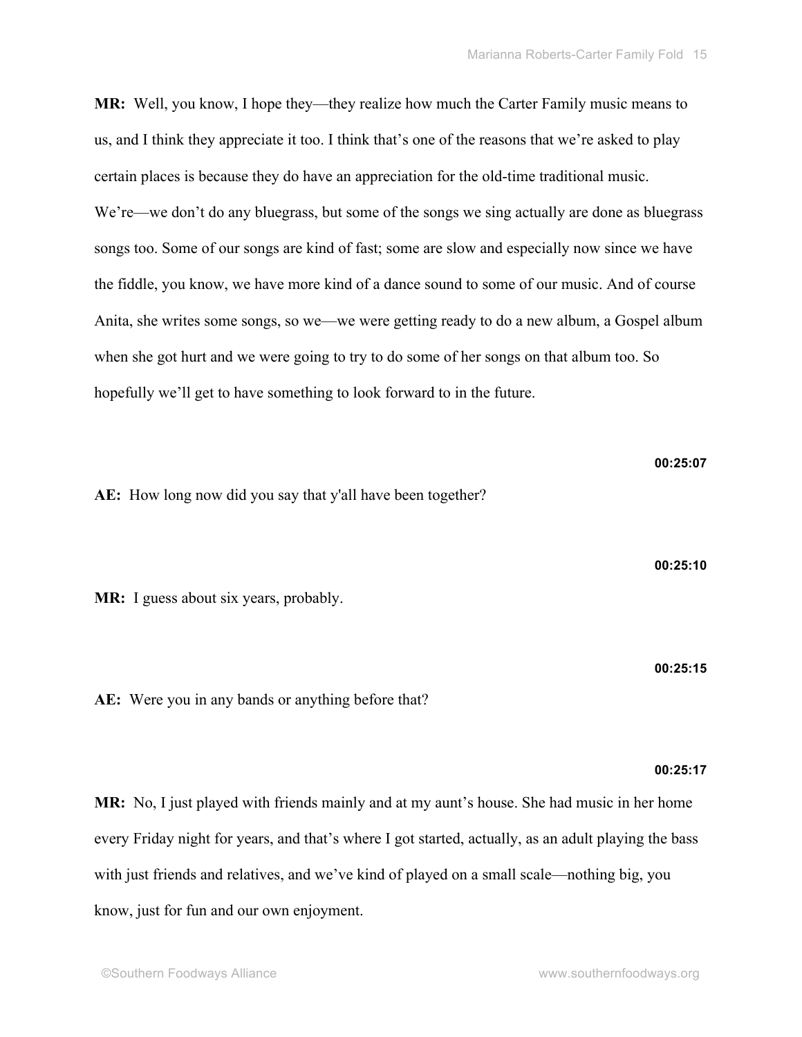**MR:** Well, you know, I hope they—they realize how much the Carter Family music means to us, and I think they appreciate it too. I think that's one of the reasons that we're asked to play certain places is because they do have an appreciation for the old-time traditional music. We're—we don't do any bluegrass, but some of the songs we sing actually are done as bluegrass songs too. Some of our songs are kind of fast; some are slow and especially now since we have the fiddle, you know, we have more kind of a dance sound to some of our music. And of course Anita, she writes some songs, so we—we were getting ready to do a new album, a Gospel album when she got hurt and we were going to try to do some of her songs on that album too. So hopefully we'll get to have something to look forward to in the future.

**00:25:07**

**AE:** How long now did you say that y'all have been together?

**00:25:10**

**MR:** I guess about six years, probably.

**00:25:15**

**AE:** Were you in any bands or anything before that?

**00:25:17**

**MR:** No, I just played with friends mainly and at my aunt's house. She had music in her home every Friday night for years, and that's where I got started, actually, as an adult playing the bass with just friends and relatives, and we've kind of played on a small scale—nothing big, you know, just for fun and our own enjoyment.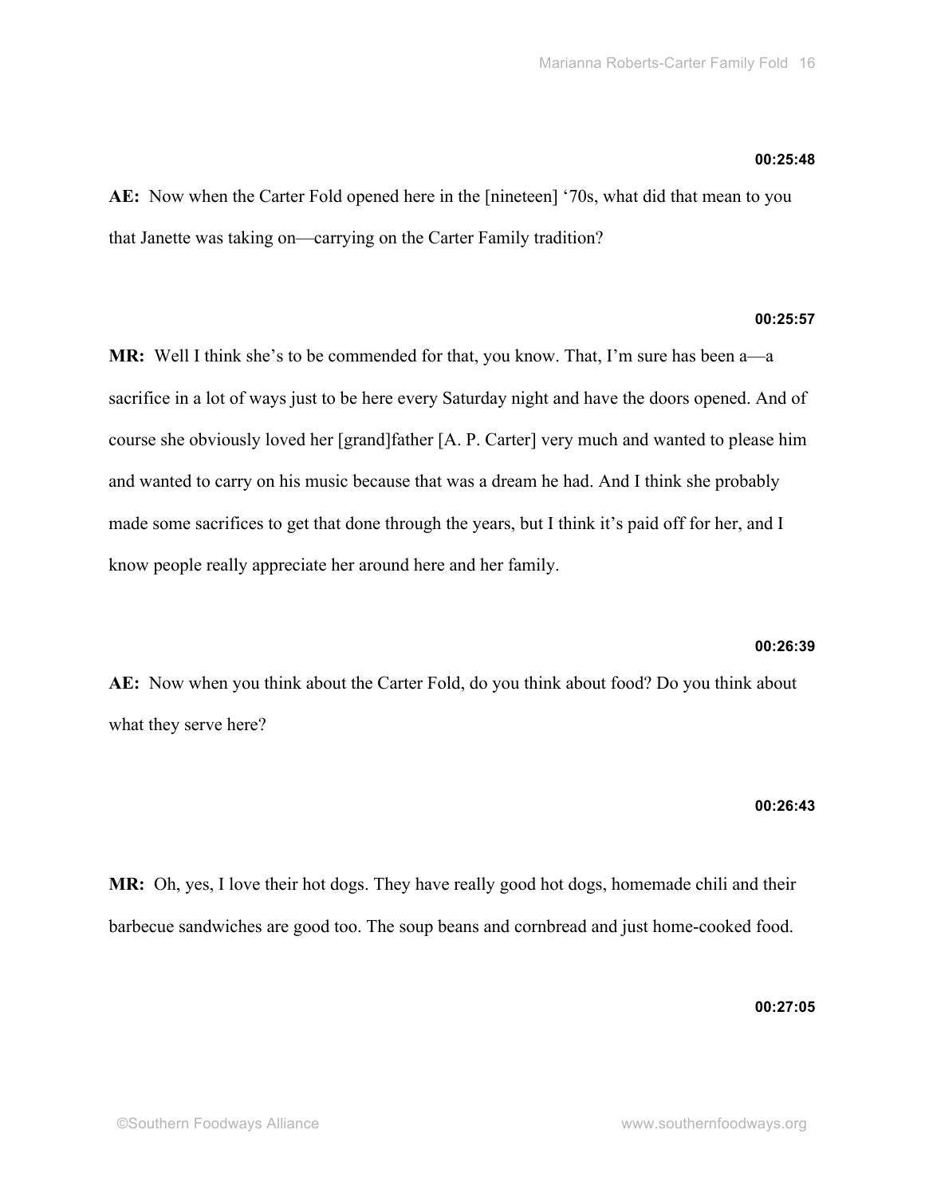**00:25:48**

**AE:** Now when the Carter Fold opened here in the [nineteen] '70s, what did that mean to you that Janette was taking on—carrying on the Carter Family tradition?

**00:25:57**

**MR:** Well I think she's to be commended for that, you know. That, I'm sure has been a—a sacrifice in a lot of ways just to be here every Saturday night and have the doors opened. And of course she obviously loved her [grand]father [A. P. Carter] very much and wanted to please him and wanted to carry on his music because that was a dream he had. And I think she probably made some sacrifices to get that done through the years, but I think it's paid off for her, and I know people really appreciate her around here and her family.

**00:26:39**

**AE:** Now when you think about the Carter Fold, do you think about food? Do you think about what they serve here?

**00:26:43**

**MR:** Oh, yes, I love their hot dogs. They have really good hot dogs, homemade chili and their barbecue sandwiches are good too. The soup beans and cornbread and just home-cooked food.

**00:27:05**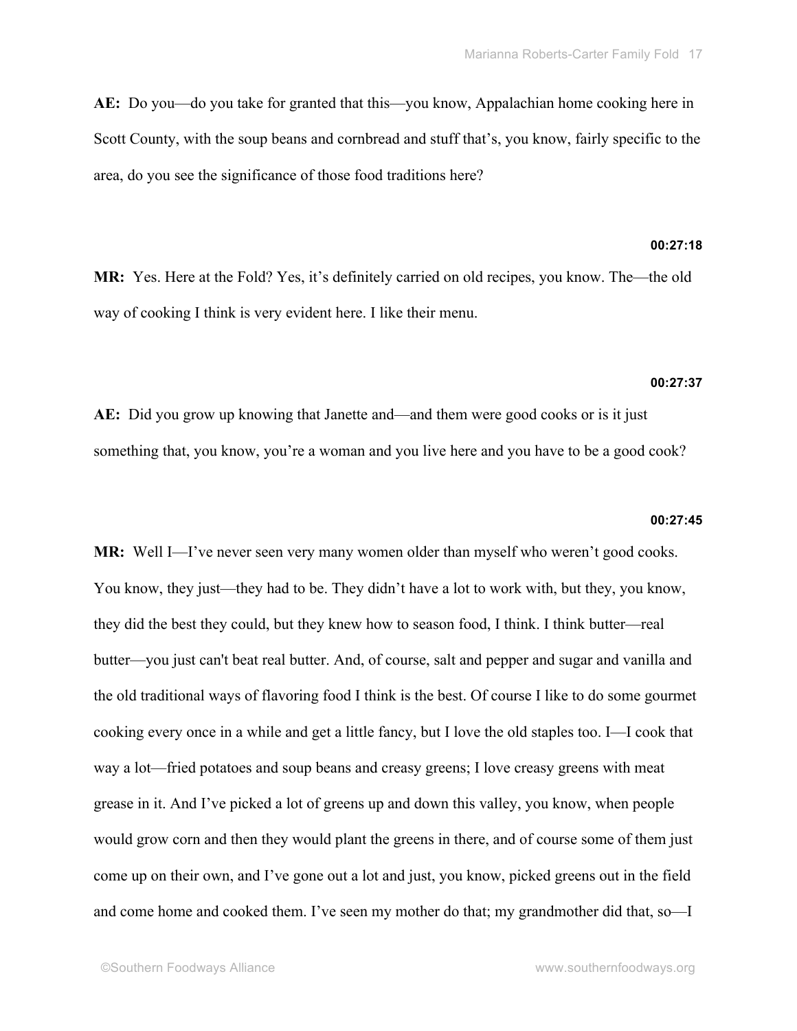**AE:** Do you—do you take for granted that this—you know, Appalachian home cooking here in Scott County, with the soup beans and cornbread and stuff that's, you know, fairly specific to the area, do you see the significance of those food traditions here?

**00:27:18**

**MR:** Yes. Here at the Fold? Yes, it's definitely carried on old recipes, you know. The—the old way of cooking I think is very evident here. I like their menu.

**00:27:37**

**AE:** Did you grow up knowing that Janette and—and them were good cooks or is it just something that, you know, you're a woman and you live here and you have to be a good cook?

**00:27:45**

**MR:** Well I—I've never seen very many women older than myself who weren't good cooks. You know, they just—they had to be. They didn't have a lot to work with, but they, you know, they did the best they could, but they knew how to season food, I think. I think butter—real butter—you just can't beat real butter. And, of course, salt and pepper and sugar and vanilla and the old traditional ways of flavoring food I think is the best. Of course I like to do some gourmet cooking every once in a while and get a little fancy, but I love the old staples too. I—I cook that way a lot—fried potatoes and soup beans and creasy greens; I love creasy greens with meat grease in it. And I've picked a lot of greens up and down this valley, you know, when people would grow corn and then they would plant the greens in there, and of course some of them just come up on their own, and I've gone out a lot and just, you know, picked greens out in the field and come home and cooked them. I've seen my mother do that; my grandmother did that, so—I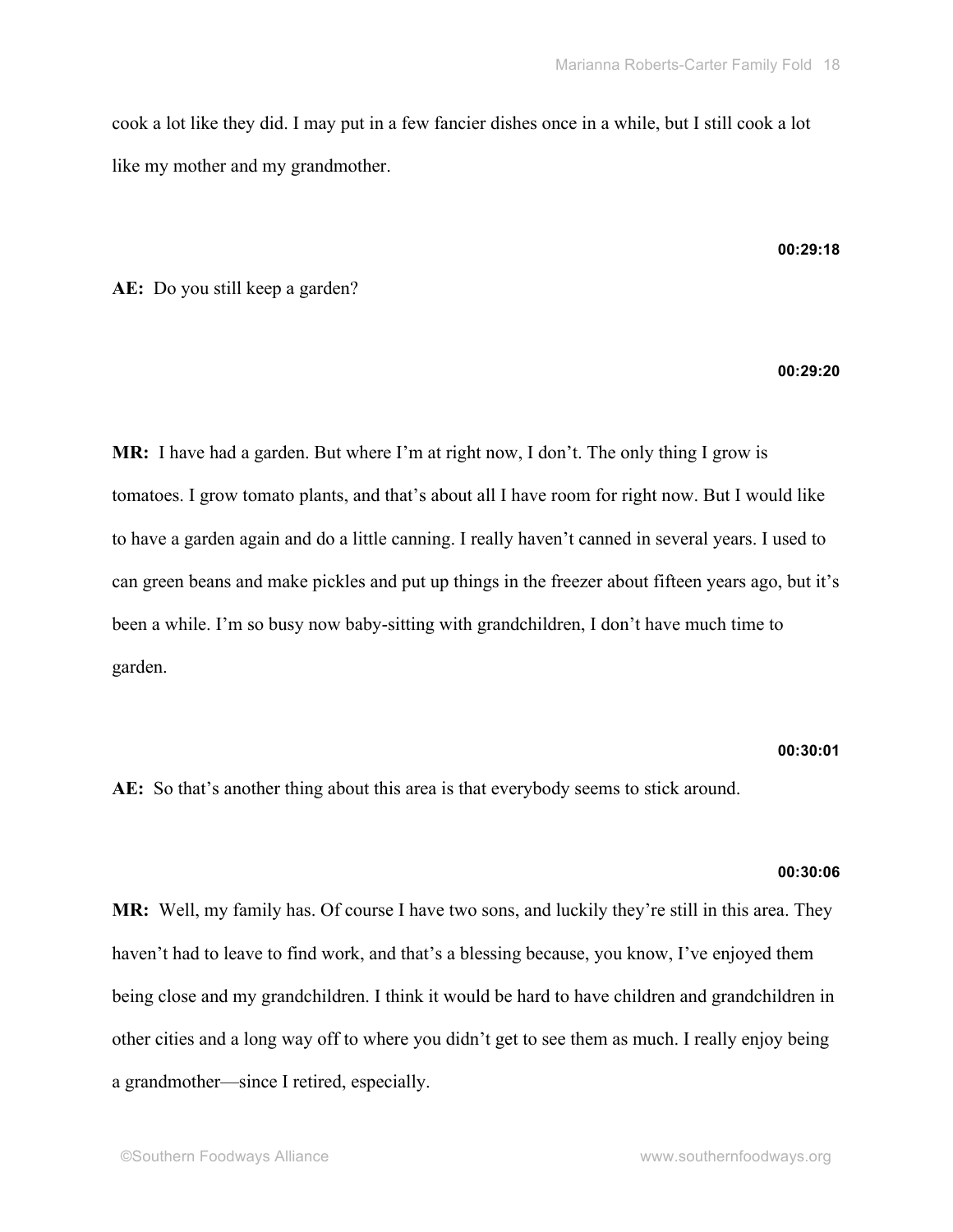cook a lot like they did. I may put in a few fancier dishes once in a while, but I still cook a lot like my mother and my grandmother.

**00:29:18**

**AE:** Do you still keep a garden?

**00:29:20**

**MR:** I have had a garden. But where I'm at right now, I don't. The only thing I grow is tomatoes. I grow tomato plants, and that's about all I have room for right now. But I would like to have a garden again and do a little canning. I really haven't canned in several years. I used to can green beans and make pickles and put up things in the freezer about fifteen years ago, but it's been a while. I'm so busy now baby-sitting with grandchildren, I don't have much time to garden.

**00:30:01**

**AE:** So that's another thing about this area is that everybody seems to stick around.

**00:30:06**

**MR:** Well, my family has. Of course I have two sons, and luckily they're still in this area. They haven't had to leave to find work, and that's a blessing because, you know, I've enjoyed them being close and my grandchildren. I think it would be hard to have children and grandchildren in other cities and a long way off to where you didn't get to see them as much. I really enjoy being a grandmother—since I retired, especially.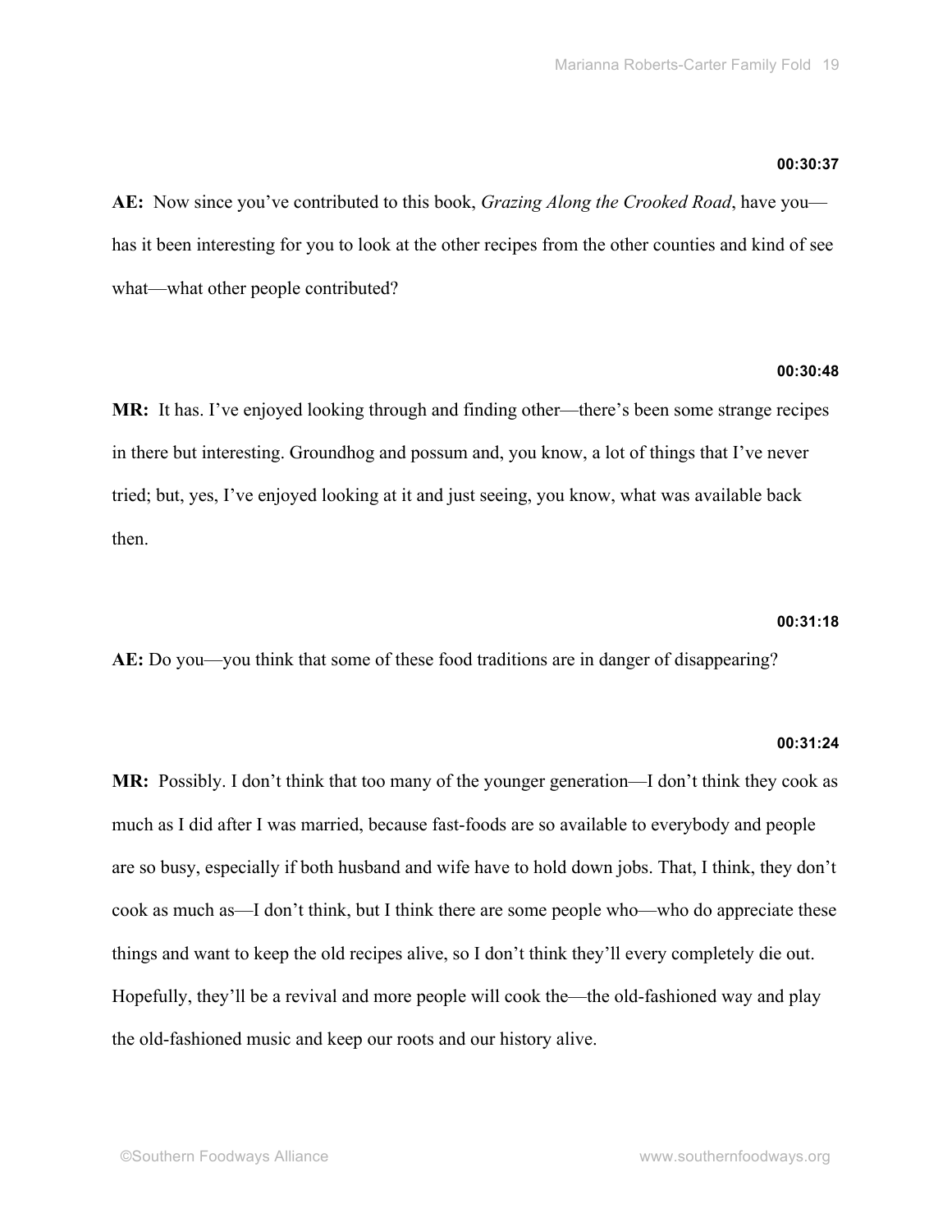**00:30:37**

**AE:** Now since you've contributed to this book, *Grazing Along the Crooked Road*, have you—has it been interesting for you to look at the other recipes from the other counties and kind of see what—what other people contributed?

**00:30:48**

**MR:** It has. I've enjoyed looking through and finding other—there's been some strange recipes in there but interesting. Groundhog and possum and, you know, a lot of things that I've never tried; but, yes, I've enjoyed looking at it and just seeing, you know, what was available back then.

**00:31:18**

**AE:** Do you—you think that some of these food traditions are in danger of disappearing?

**00:31:24**

**MR:** Possibly. I don't think that too many of the younger generation—I don't think they cook as much as I did after I was married, because fast-foods are so available to everybody and people are so busy, especially if both husband and wife have to hold down jobs. That, I think, they don't cook as much as—I don't think, but I think there are some people who—who do appreciate these things and want to keep the old recipes alive, so I don't think they'll every completely die out. Hopefully, they'll be a revival and more people will cook the—the old-fashioned way and play the old-fashioned music and keep our roots and our history alive.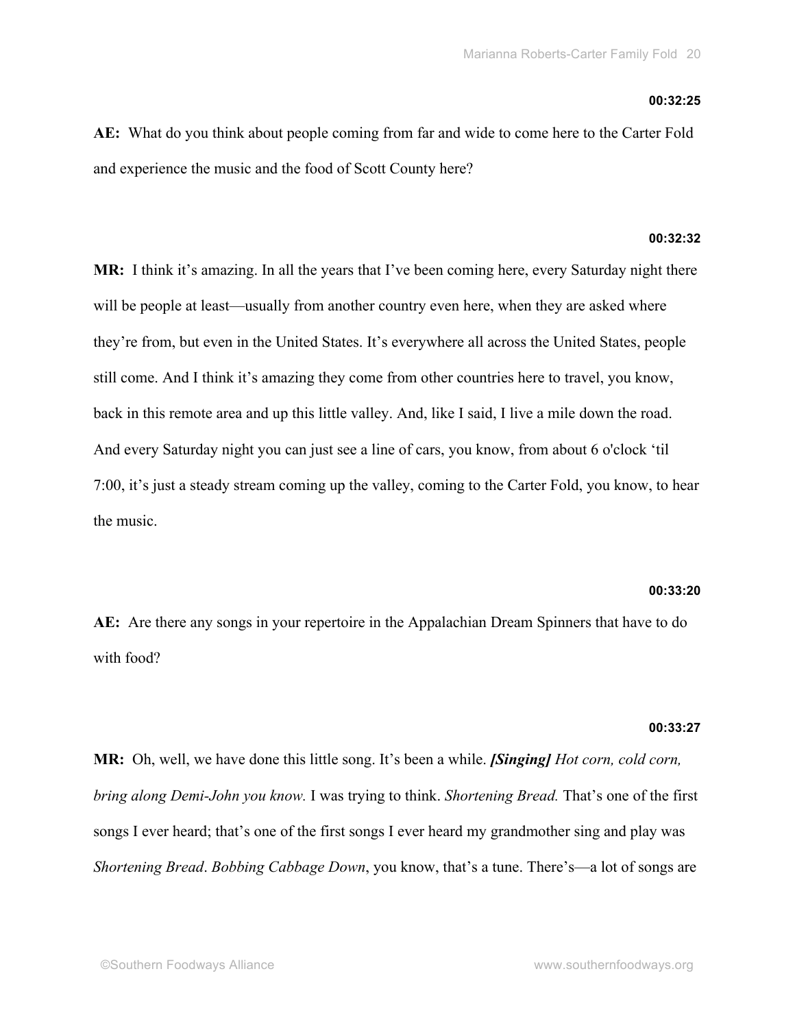**00:32:25**

**AE:** What do you think about people coming from far and wide to come here to the Carter Fold and experience the music and the food of Scott County here?

**00:32:32**

**MR:** I think it's amazing. In all the years that I've been coming here, every Saturday night there will be people at least—usually from another country even here, when they are asked where they're from, but even in the United States. It's everywhere all across the United States, people still come. And I think it's amazing they come from other countries here to travel, you know, back in this remote area and up this little valley. And, like I said, I live a mile down the road. And every Saturday night you can just see a line of cars, you know, from about 6 o'clock 'til 7:00, it's just a steady stream coming up the valley, coming to the Carter Fold, you know, to hear the music.

**00:33:20**

**AE:** Are there any songs in your repertoire in the Appalachian Dream Spinners that have to do with food?

**00:33:27**

**MR:** Oh, well, we have done this little song. It's been a while. ***[Singing]*** *Hot corn, cold corn, bring along Demi-John you know.* I was trying to think. *Shortening Bread.* That's one of the first songs I ever heard; that's one of the first songs I ever heard my grandmother sing and play was *Shortening Bread*. *Bobbing Cabbage Down*, you know, that's a tune. There's—a lot of songs are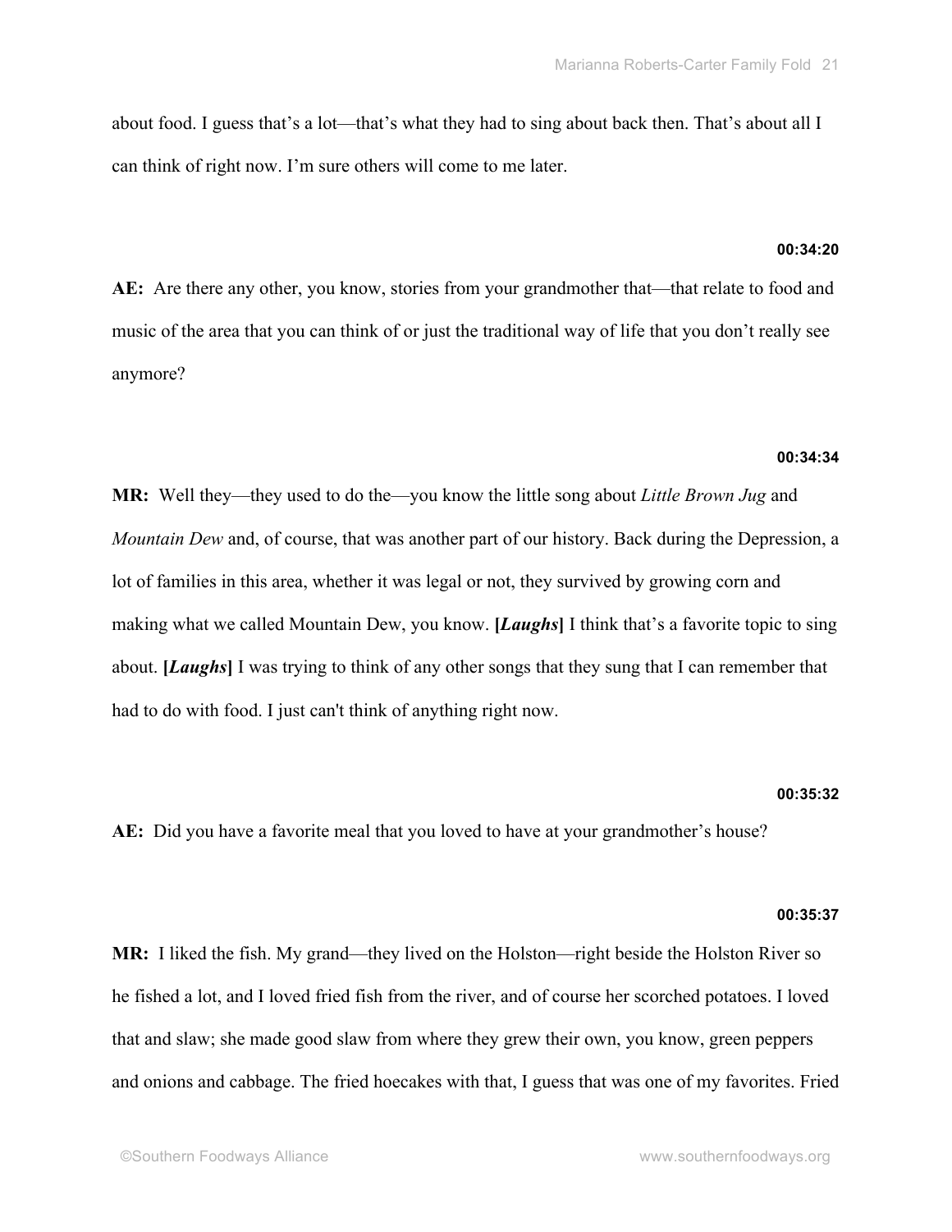about food. I guess that's a lot—that's what they had to sing about back then. That's about all I can think of right now. I'm sure others will come to me later.

**00:34:20**

**AE:** Are there any other, you know, stories from your grandmother that—that relate to food and music of the area that you can think of or just the traditional way of life that you don't really see anymore?

**00:34:34**

**MR:** Well they—they used to do the—you know the little song about *Little Brown Jug* and *Mountain Dew* and, of course, that was another part of our history. Back during the Depression, a lot of families in this area, whether it was legal or not, they survived by growing corn and making what we called Mountain Dew, you know. **[*Laughs*]** I think that's a favorite topic to sing about. **[*Laughs*]** I was trying to think of any other songs that they sung that I can remember that had to do with food. I just can't think of anything right now.

**00:35:32**

**AE:** Did you have a favorite meal that you loved to have at your grandmother's house?

**00:35:37**

**MR:** I liked the fish. My grand—they lived on the Holston—right beside the Holston River so he fished a lot, and I loved fried fish from the river, and of course her scorched potatoes. I loved that and slaw; she made good slaw from where they grew their own, you know, green peppers and onions and cabbage. The fried hoecakes with that, I guess that was one of my favorites. Fried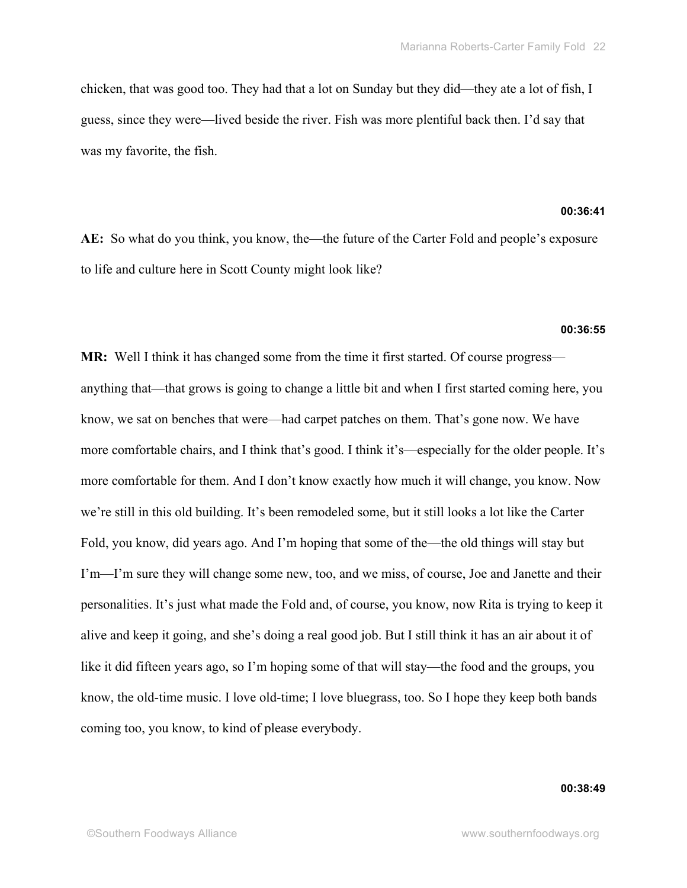chicken, that was good too. They had that a lot on Sunday but they did—they ate a lot of fish, I guess, since they were—lived beside the river. Fish was more plentiful back then. I'd say that was my favorite, the fish.

**00:36:41**

**AE:** So what do you think, you know, the—the future of the Carter Fold and people's exposure to life and culture here in Scott County might look like?

**00:36:55**

**MR:** Well I think it has changed some from the time it first started. Of course progress—anything that—that grows is going to change a little bit and when I first started coming here, you know, we sat on benches that were—had carpet patches on them. That's gone now. We have more comfortable chairs, and I think that's good. I think it's—especially for the older people. It's more comfortable for them. And I don't know exactly how much it will change, you know. Now we're still in this old building. It's been remodeled some, but it still looks a lot like the Carter Fold, you know, did years ago. And I'm hoping that some of the—the old things will stay but I'm—I'm sure they will change some new, too, and we miss, of course, Joe and Janette and their personalities. It's just what made the Fold and, of course, you know, now Rita is trying to keep it alive and keep it going, and she's doing a real good job. But I still think it has an air about it of like it did fifteen years ago, so I'm hoping some of that will stay—the food and the groups, you know, the old-time music. I love old-time; I love bluegrass, too. So I hope they keep both bands coming too, you know, to kind of please everybody.

**00:38:49**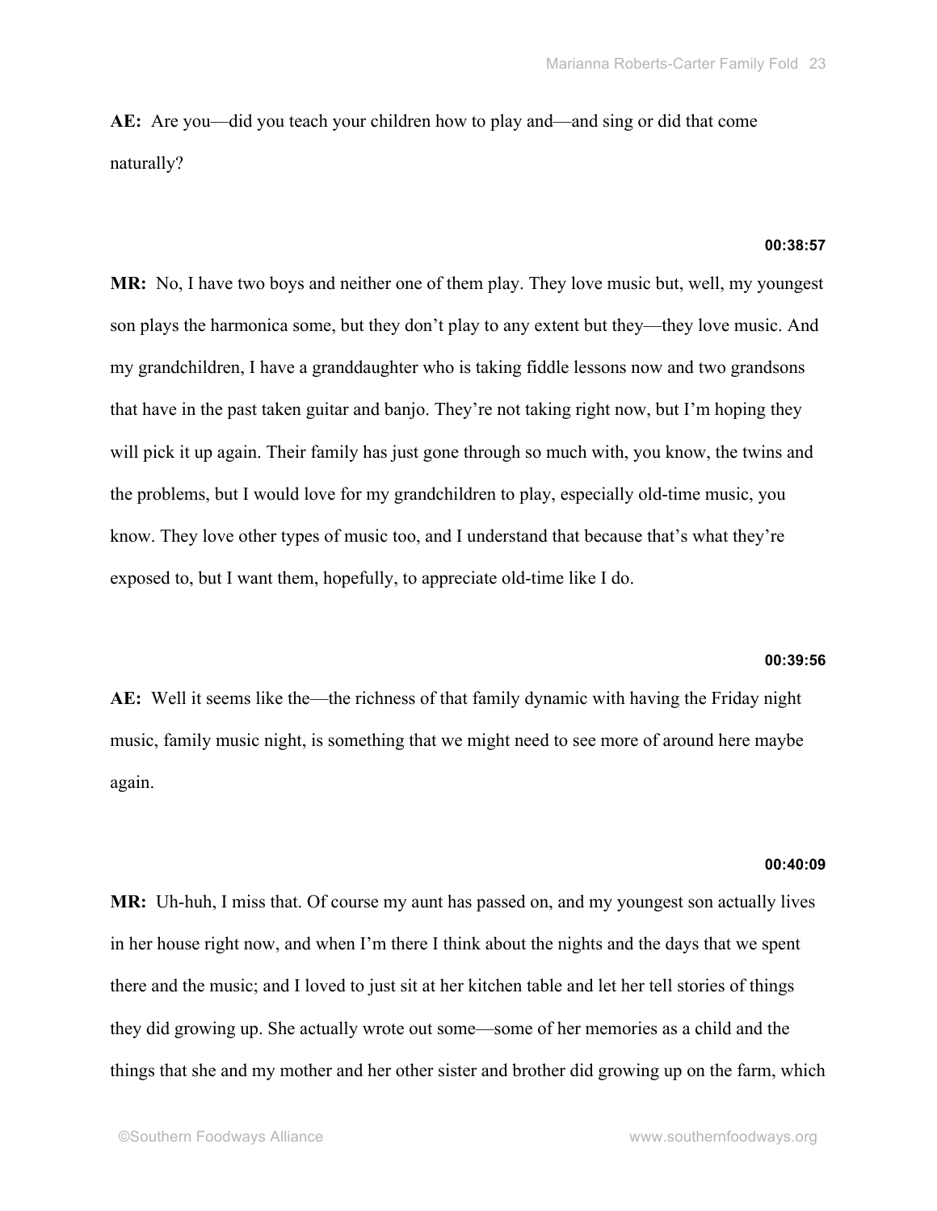**AE:** Are you—did you teach your children how to play and—and sing or did that come naturally?

**00:38:57**

**MR:** No, I have two boys and neither one of them play. They love music but, well, my youngest son plays the harmonica some, but they don't play to any extent but they—they love music. And my grandchildren, I have a granddaughter who is taking fiddle lessons now and two grandsons that have in the past taken guitar and banjo. They're not taking right now, but I'm hoping they will pick it up again. Their family has just gone through so much with, you know, the twins and the problems, but I would love for my grandchildren to play, especially old-time music, you know. They love other types of music too, and I understand that because that's what they're exposed to, but I want them, hopefully, to appreciate old-time like I do.

**00:39:56**

**AE:** Well it seems like the—the richness of that family dynamic with having the Friday night music, family music night, is something that we might need to see more of around here maybe again.

**00:40:09**

**MR:** Uh-huh, I miss that. Of course my aunt has passed on, and my youngest son actually lives in her house right now, and when I'm there I think about the nights and the days that we spent there and the music; and I loved to just sit at her kitchen table and let her tell stories of things they did growing up. She actually wrote out some—some of her memories as a child and the things that she and my mother and her other sister and brother did growing up on the farm, which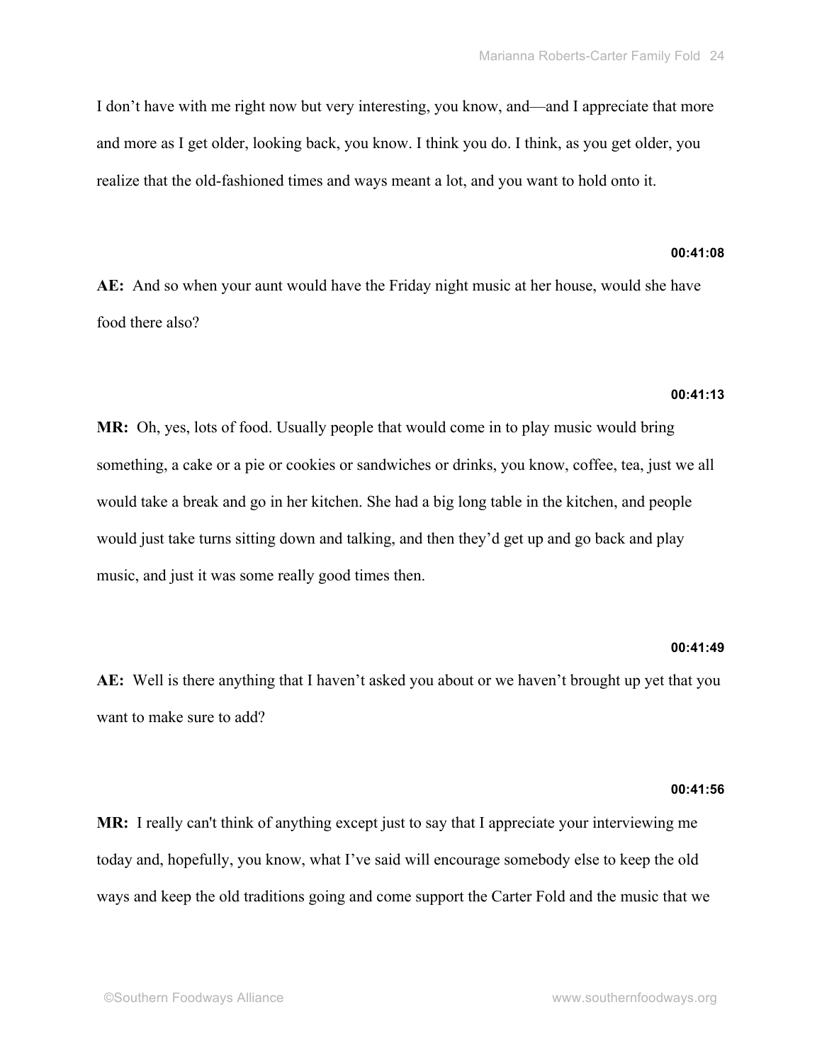I don't have with me right now but very interesting, you know, and—and I appreciate that more and more as I get older, looking back, you know. I think you do. I think, as you get older, you realize that the old-fashioned times and ways meant a lot, and you want to hold onto it.

**00:41:08**

**AE:** And so when your aunt would have the Friday night music at her house, would she have food there also?

**00:41:13**

**MR:** Oh, yes, lots of food. Usually people that would come in to play music would bring something, a cake or a pie or cookies or sandwiches or drinks, you know, coffee, tea, just we all would take a break and go in her kitchen. She had a big long table in the kitchen, and people would just take turns sitting down and talking, and then they'd get up and go back and play music, and just it was some really good times then.

**00:41:49**

**AE:** Well is there anything that I haven't asked you about or we haven't brought up yet that you want to make sure to add?

**00:41:56**

**MR:** I really can't think of anything except just to say that I appreciate your interviewing me today and, hopefully, you know, what I've said will encourage somebody else to keep the old ways and keep the old traditions going and come support the Carter Fold and the music that we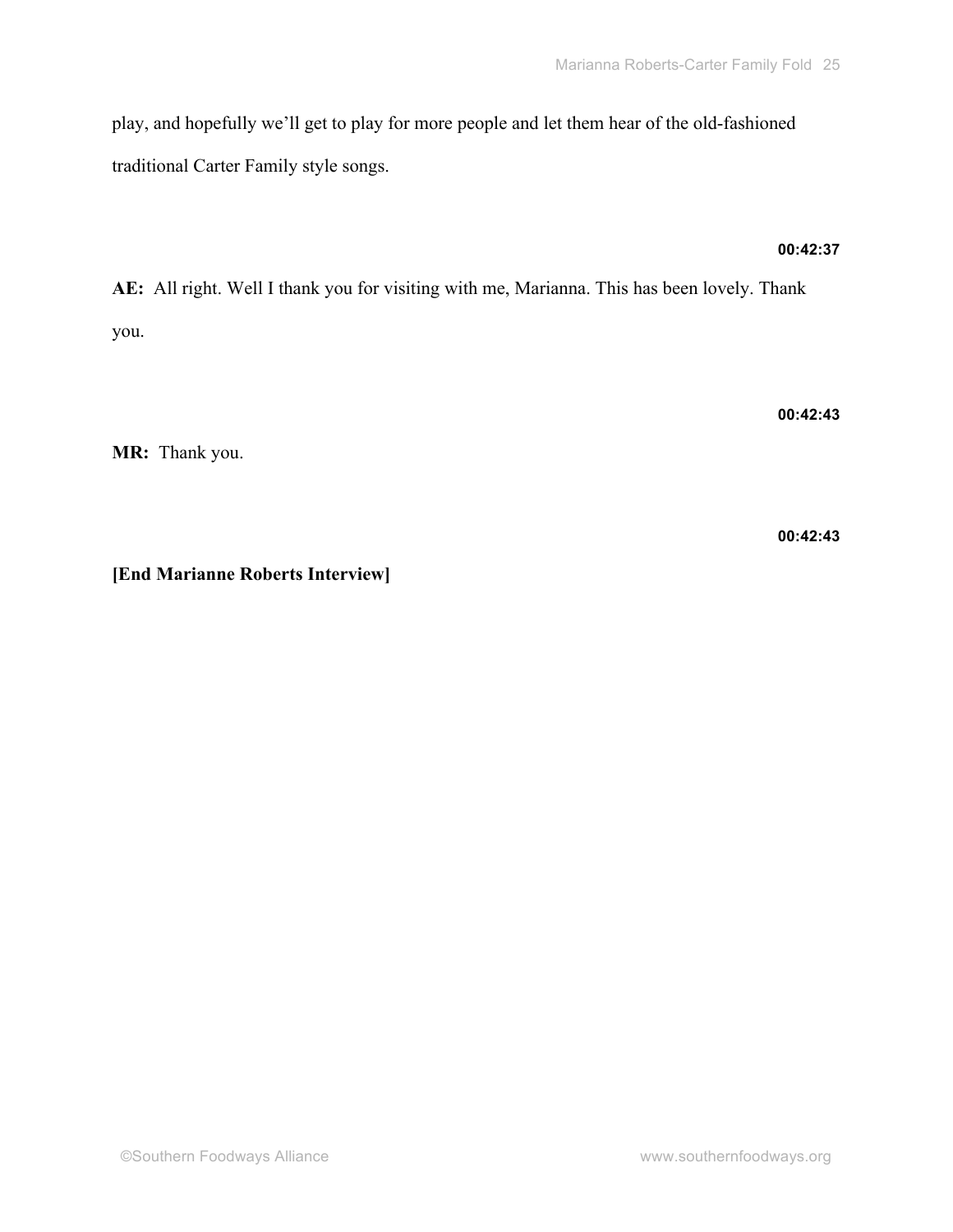play, and hopefully we'll get to play for more people and let them hear of the old-fashioned traditional Carter Family style songs.

**00:42:37**

**AE:** All right. Well I thank you for visiting with me, Marianna. This has been lovely. Thank you.

**00:42:43**

**MR:** Thank you.

**00:42:43**

**[End Marianne Roberts Interview]**